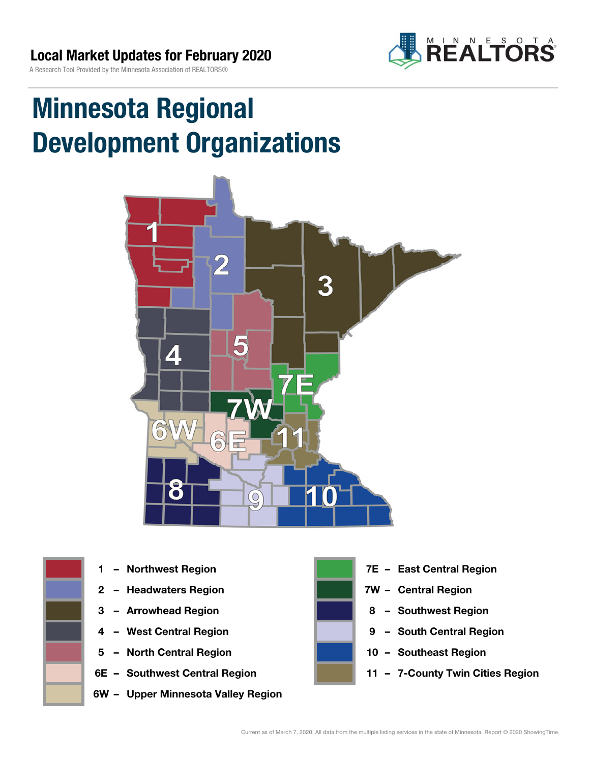# Local Market Updates for February 2020

A Research Tool Provided by the Minnesota Association of REALTORS®

# Minnesota Regional Development Organizations

- 1 – Northwest Region
- 2 – Headwaters Region
- 3 – Arrowhead Region
- 4 – West Central Region
- 5 – North Central Region
- 6E – Southwest Central Region
- 6W – Upper Minnesota Valley Region
- 7E – East Central Region
- 7W – Central Region
- 8 – Southwest Region
- 9 – South Central Region
- 10 – Southeast Region
- 11 – 7-County Twin Cities Region

Current as of March 7, 2020. All data from the multiple listing services in the state of Minnesota. Report © 2020 ShowingTime.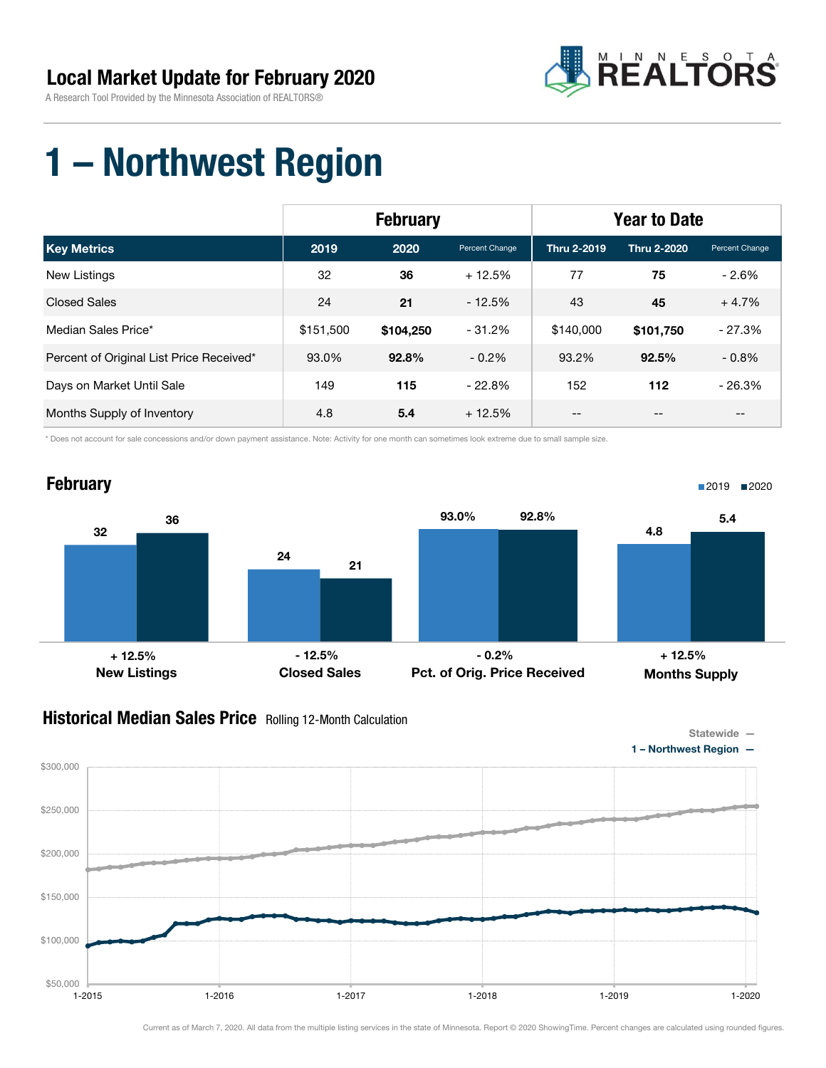## Local Market Update for February 2020

A Research Tool Provided by the Minnesota Association of REALTORS®

# 1 – Northwest Region

| | February | | | Year to Date | | |
|---|---|---|---|---|---|---|
| **Key Metrics** | **2019** | **2020** | **Percent Change** | **Thru 2-2019** | **Thru 2-2020** | **Percent Change** |
| New Listings | 32 | **36** | + 12.5% | 77 | **75** | - 2.6% |
| Closed Sales | 24 | **21** | - 12.5% | 43 | **45** | + 4.7% |
| Median Sales Price* | $151,500 | **$104,250** | - 31.2% | $140,000 | **$101,750** | - 27.3% |
| Percent of Original List Price Received* | 93.0% | **92.8%** | - 0.2% | 93.2% | **92.5%** | - 0.8% |
| Days on Market Until Sale | 149 | **115** | - 22.8% | 152 | **112** | - 26.3% |
| Months Supply of Inventory | 4.8 | **5.4** | + 12.5% | -- | -- | -- |

\* Does not account for sale concessions and/or down payment assistance. Note: Activity for one month can sometimes look extreme due to small sample size.

## February

| | 2019 | 2020 | Change |
|---|---|---|---|
| New Listings | 32 | 36 | + 12.5% |
| Closed Sales | 24 | 21 | - 12.5% |
| Pct. of Orig. Price Received | 93.0% | 92.8% | - 0.2% |
| Months Supply | 4.8 | 5.4 | + 12.5% |

## Historical Median Sales Price Rolling 12-Month Calculation

Statewide —
1 – Northwest Region —

Current as of March 7, 2020. All data from the multiple listing services in the state of Minnesota. Report © 2020 ShowingTime. Percent changes are calculated using rounded figures.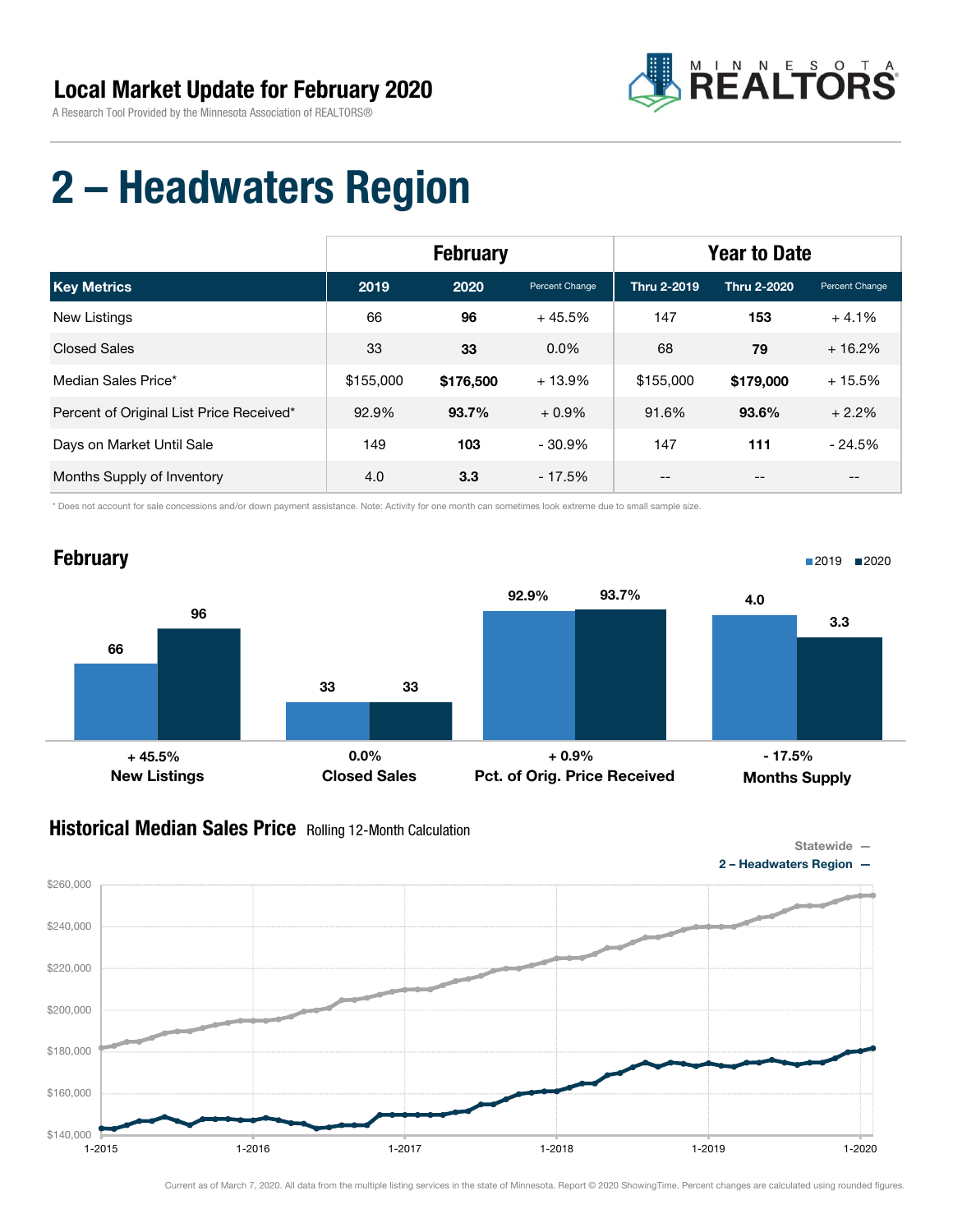## Local Market Update for February 2020

A Research Tool Provided by the Minnesota Association of REALTORS®

# 2 – Headwaters Region

| | February | | | Year to Date | | |
|---|---|---|---|---|---|---|
| **Key Metrics** | **2019** | **2020** | **Percent Change** | **Thru 2-2019** | **Thru 2-2020** | **Percent Change** |
| New Listings | 66 | **96** | + 45.5% | 147 | **153** | + 4.1% |
| Closed Sales | 33 | **33** | 0.0% | 68 | **79** | + 16.2% |
| Median Sales Price* | $155,000 | **$176,500** | + 13.9% | $155,000 | **$179,000** | + 15.5% |
| Percent of Original List Price Received* | 92.9% | **93.7%** | + 0.9% | 91.6% | **93.6%** | + 2.2% |
| Days on Market Until Sale | 149 | **103** | - 30.9% | 147 | **111** | - 24.5% |
| Months Supply of Inventory | 4.0 | **3.3** | - 17.5% | -- | -- | -- |

\* Does not account for sale concessions and/or down payment assistance. Note: Activity for one month can sometimes look extreme due to small sample size.

### February

| | 2019 | 2020 | Change |
|---|---|---|---|
| New Listings | 66 | 96 | + 45.5% |
| Closed Sales | 33 | 33 | 0.0% |
| Pct. of Orig. Price Received | 92.9% | 93.7% | + 0.9% |
| Months Supply | 4.0 | 3.3 | - 17.5% |

### Historical Median Sales Price Rolling 12-Month Calculation

Statewide —
2 – Headwaters Region —

Current as of March 7, 2020. All data from the multiple listing services in the state of Minnesota. Report © 2020 ShowingTime. Percent changes are calculated using rounded figures.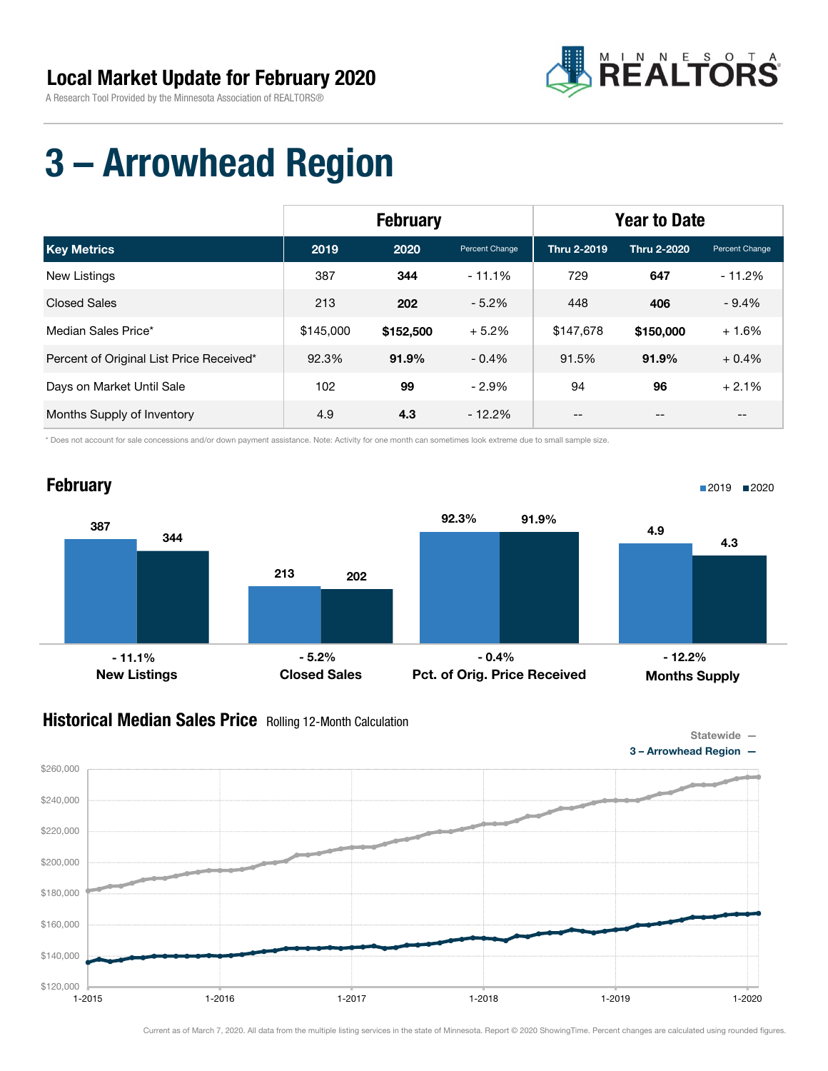## Local Market Update for February 2020

A Research Tool Provided by the Minnesota Association of REALTORS®

# 3 – Arrowhead Region

| | February | | | Year to Date | | |
|---|---|---|---|---|---|---|
| **Key Metrics** | **2019** | **2020** | Percent Change | **Thru 2-2019** | **Thru 2-2020** | Percent Change |
| New Listings | 387 | **344** | - 11.1% | 729 | **647** | - 11.2% |
| Closed Sales | 213 | **202** | - 5.2% | 448 | **406** | - 9.4% |
| Median Sales Price* | $145,000 | **$152,500** | + 5.2% | $147,678 | **$150,000** | + 1.6% |
| Percent of Original List Price Received* | 92.3% | **91.9%** | - 0.4% | 91.5% | **91.9%** | + 0.4% |
| Days on Market Until Sale | 102 | **99** | - 2.9% | 94 | **96** | + 2.1% |
| Months Supply of Inventory | 4.9 | **4.3** | - 12.2% | -- | -- | -- |

\* Does not account for sale concessions and/or down payment assistance. Note: Activity for one month can sometimes look extreme due to small sample size.

### February

| | 2019 | 2020 | Change |
|---|---|---|---|
| New Listings | 387 | 344 | - 11.1% |
| Closed Sales | 213 | 202 | - 5.2% |
| Pct. of Orig. Price Received | 92.3% | 91.9% | - 0.4% |
| Months Supply | 4.9 | 4.3 | - 12.2% |

### Historical Median Sales Price Rolling 12-Month Calculation

Statewide —
3 – Arrowhead Region —

Current as of March 7, 2020. All data from the multiple listing services in the state of Minnesota. Report © 2020 ShowingTime. Percent changes are calculated using rounded figures.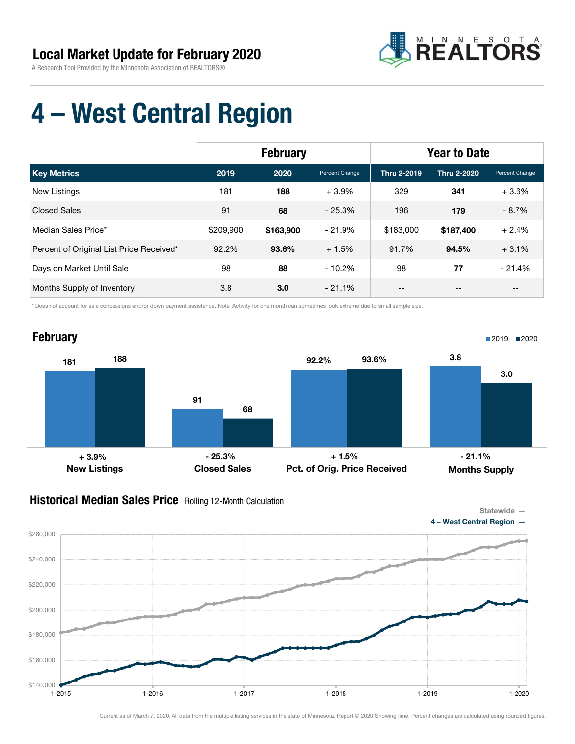# Local Market Update for February 2020

A Research Tool Provided by the Minnesota Association of REALTORS®

# 4 – West Central Region

| | February | | | Year to Date | | |
|---|---|---|---|---|---|---|
| **Key Metrics** | **2019** | **2020** | Percent Change | **Thru 2-2019** | **Thru 2-2020** | Percent Change |
| New Listings | 181 | **188** | + 3.9% | 329 | **341** | + 3.6% |
| Closed Sales | 91 | **68** | - 25.3% | 196 | **179** | - 8.7% |
| Median Sales Price* | $209,900 | **$163,900** | - 21.9% | $183,000 | **$187,400** | + 2.4% |
| Percent of Original List Price Received* | 92.2% | **93.6%** | + 1.5% | 91.7% | **94.5%** | + 3.1% |
| Days on Market Until Sale | 98 | **88** | - 10.2% | 98 | **77** | - 21.4% |
| Months Supply of Inventory | 3.8 | **3.0** | - 21.1% | -- | -- | -- |

\* Does not account for sale concessions and/or down payment assistance. Note: Activity for one month can sometimes look extreme due to small sample size.

## February

| | 2019 | 2020 | Change |
|---|---|---|---|
| New Listings | 181 | 188 | + 3.9% |
| Closed Sales | 91 | 68 | - 25.3% |
| Pct. of Orig. Price Received | 92.2% | 93.6% | + 1.5% |
| Months Supply | 3.8 | 3.0 | - 21.1% |

## Historical Median Sales Price Rolling 12-Month Calculation

Statewide —
4 – West Central Region —

Current as of March 7, 2020. All data from the multiple listing services in the state of Minnesota. Report © 2020 ShowingTime. Percent changes are calculated using rounded figures.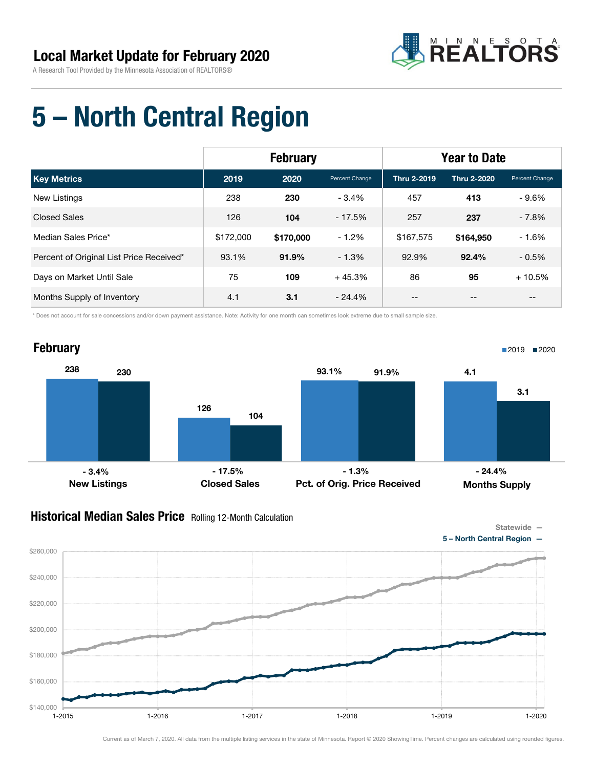## Local Market Update for February 2020

A Research Tool Provided by the Minnesota Association of REALTORS®

# 5 – North Central Region

| | February | | | Year to Date | | |
|---|---|---|---|---|---|---|
| **Key Metrics** | **2019** | **2020** | **Percent Change** | **Thru 2-2019** | **Thru 2-2020** | **Percent Change** |
| New Listings | 238 | **230** | - 3.4% | 457 | **413** | - 9.6% |
| Closed Sales | 126 | **104** | - 17.5% | 257 | **237** | - 7.8% |
| Median Sales Price* | $172,000 | **$170,000** | - 1.2% | $167,575 | **$164,950** | - 1.6% |
| Percent of Original List Price Received* | 93.1% | **91.9%** | - 1.3% | 92.9% | **92.4%** | - 0.5% |
| Days on Market Until Sale | 75 | **109** | + 45.3% | 86 | **95** | + 10.5% |
| Months Supply of Inventory | 4.1 | **3.1** | - 24.4% | -- | -- | -- |

* Does not account for sale concessions and/or down payment assistance. Note: Activity for one month can sometimes look extreme due to small sample size.

## February

| | 2019 | 2020 | Change |
|---|---|---|---|
| New Listings | 238 | 230 | - 3.4% |
| Closed Sales | 126 | 104 | - 17.5% |
| Pct. of Orig. Price Received | 93.1% | 91.9% | - 1.3% |
| Months Supply | 4.1 | 3.1 | - 24.4% |

## Historical Median Sales Price
Rolling 12-Month Calculation

Statewide —
5 – North Central Region —

Current as of March 7, 2020. All data from the multiple listing services in the state of Minnesota. Report © 2020 ShowingTime. Percent changes are calculated using rounded figures.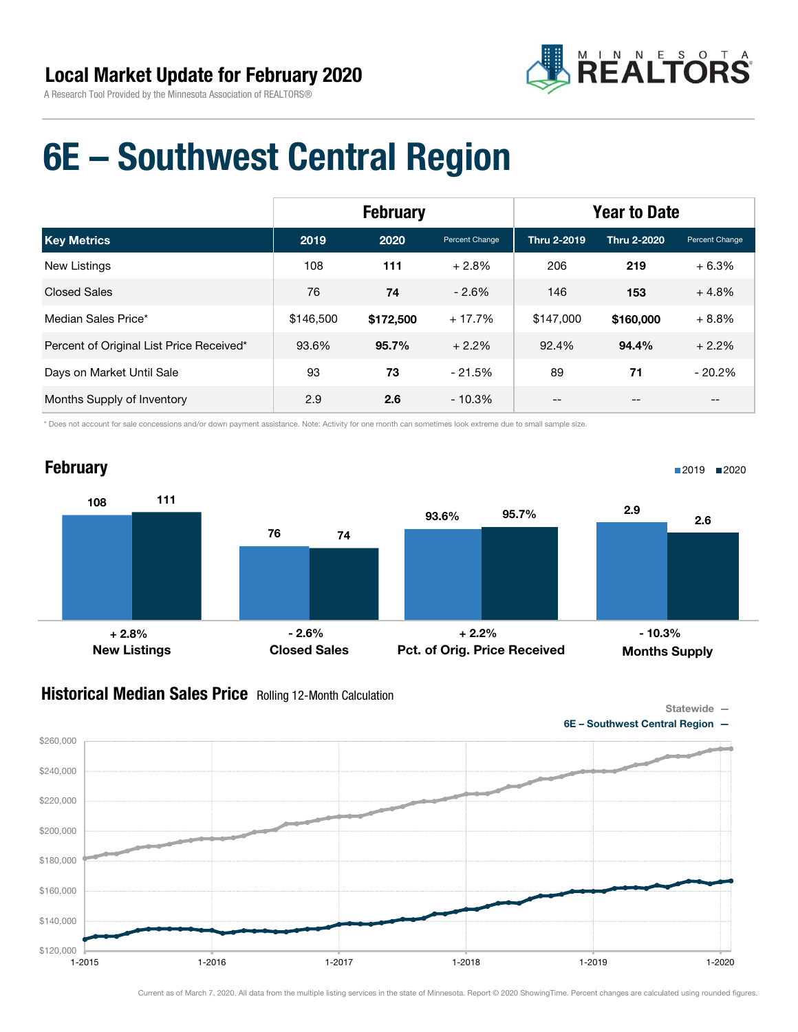## Local Market Update for February 2020

A Research Tool Provided by the Minnesota Association of REALTORS®

# 6E – Southwest Central Region

| | February | | | Year to Date | | |
|---|---|---|---|---|---|---|
| **Key Metrics** | **2019** | **2020** | **Percent Change** | **Thru 2-2019** | **Thru 2-2020** | **Percent Change** |
| New Listings | 108 | **111** | + 2.8% | 206 | **219** | + 6.3% |
| Closed Sales | 76 | **74** | - 2.6% | 146 | **153** | + 4.8% |
| Median Sales Price* | $146,500 | **$172,500** | + 17.7% | $147,000 | **$160,000** | + 8.8% |
| Percent of Original List Price Received* | 93.6% | **95.7%** | + 2.2% | 92.4% | **94.4%** | + 2.2% |
| Days on Market Until Sale | 93 | **73** | - 21.5% | 89 | **71** | - 20.2% |
| Months Supply of Inventory | 2.9 | **2.6** | - 10.3% | -- | -- | -- |

\* Does not account for sale concessions and/or down payment assistance. Note: Activity for one month can sometimes look extreme due to small sample size.

## February

| | 2019 | 2020 | Change |
|---|---|---|---|
| New Listings | 108 | 111 | + 2.8% |
| Closed Sales | 76 | 74 | - 2.6% |
| Pct. of Orig. Price Received | 93.6% | 95.7% | + 2.2% |
| Months Supply | 2.9 | 2.6 | - 10.3% |

## Historical Median Sales Price Rolling 12-Month Calculation

Statewide —
6E – Southwest Central Region —

Current as of March 7, 2020. All data from the multiple listing services in the state of Minnesota. Report © 2020 ShowingTime. Percent changes are calculated using rounded figures.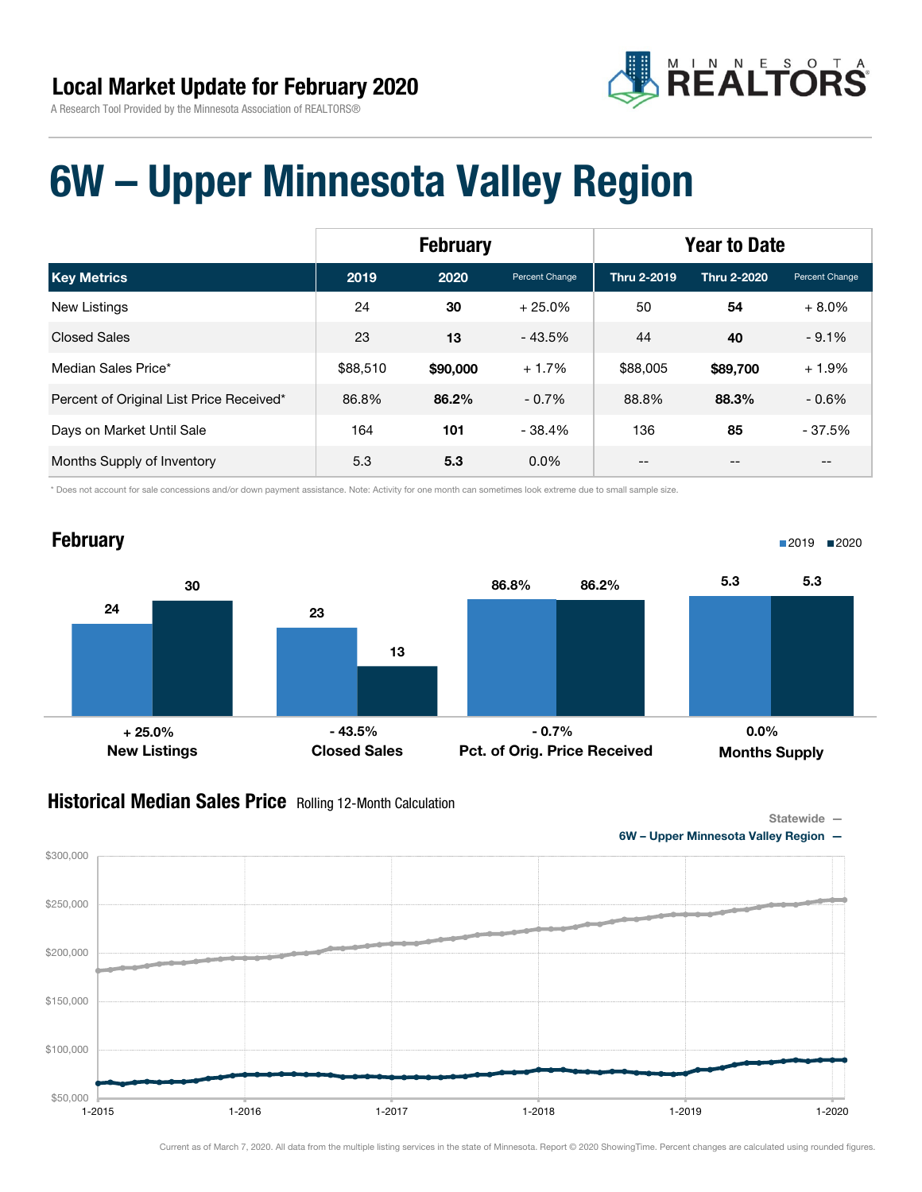# Local Market Update for February 2020

A Research Tool Provided by the Minnesota Association of REALTORS®

# 6W – Upper Minnesota Valley Region

| | February | | | Year to Date | | |
|---|---|---|---|---|---|---|
| **Key Metrics** | **2019** | **2020** | **Percent Change** | **Thru 2-2019** | **Thru 2-2020** | **Percent Change** |
| New Listings | 24 | **30** | + 25.0% | 50 | **54** | + 8.0% |
| Closed Sales | 23 | **13** | - 43.5% | 44 | **40** | - 9.1% |
| Median Sales Price* | $88,510 | **$90,000** | + 1.7% | $88,005 | **$89,700** | + 1.9% |
| Percent of Original List Price Received* | 86.8% | **86.2%** | - 0.7% | 88.8% | **88.3%** | - 0.6% |
| Days on Market Until Sale | 164 | **101** | - 38.4% | 136 | **85** | - 37.5% |
| Months Supply of Inventory | 5.3 | **5.3** | 0.0% | -- | -- | -- |

\* Does not account for sale concessions and/or down payment assistance. Note: Activity for one month can sometimes look extreme due to small sample size.

## February

| | 2019 | 2020 | Change |
|---|---|---|---|
| New Listings | 24 | 30 | + 25.0% |
| Closed Sales | 23 | 13 | - 43.5% |
| Pct. of Orig. Price Received | 86.8% | 86.2% | - 0.7% |
| Months Supply | 5.3 | 5.3 | 0.0% |

## Historical Median Sales Price Rolling 12-Month Calculation

Statewide —
6W – Upper Minnesota Valley Region —

Current as of March 7, 2020. All data from the multiple listing services in the state of Minnesota. Report © 2020 ShowingTime. Percent changes are calculated using rounded figures.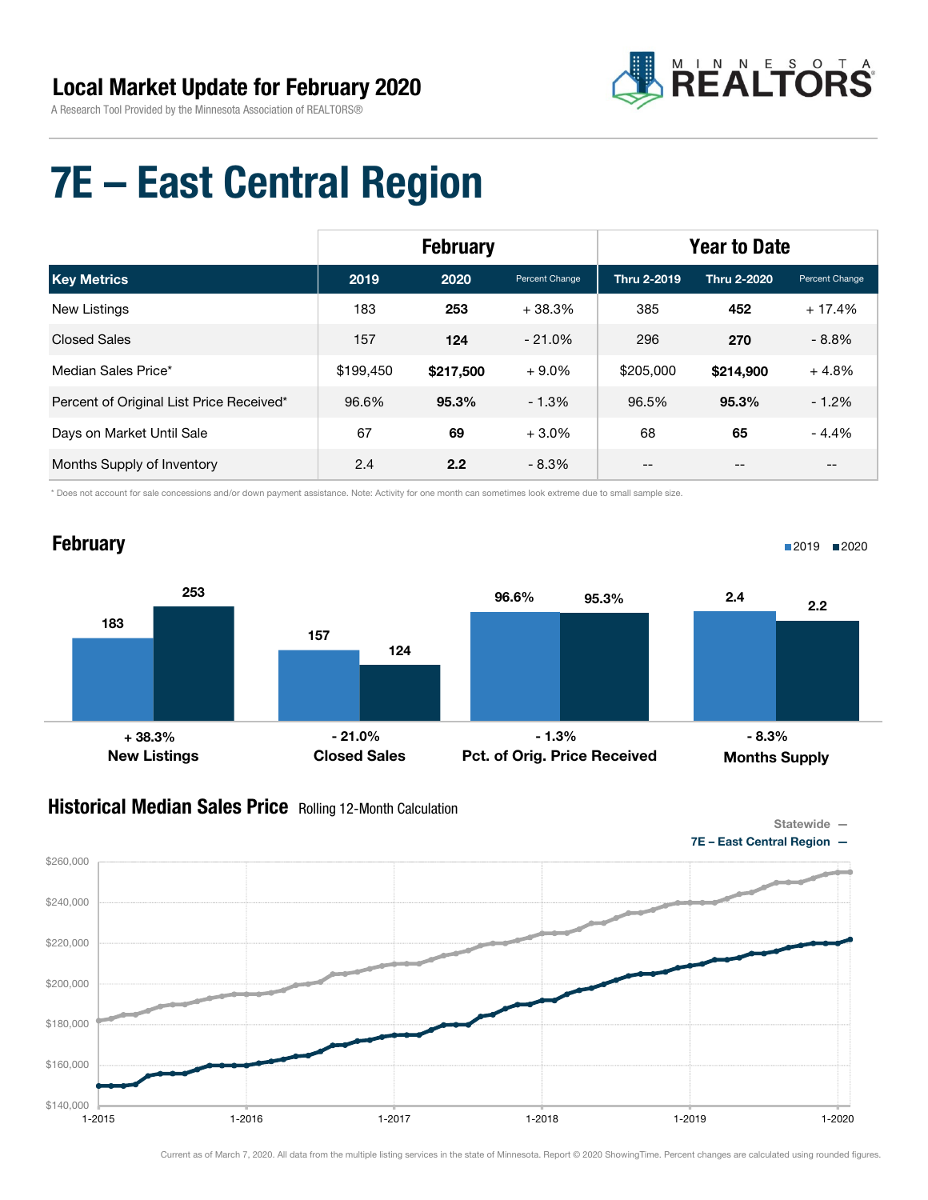# Local Market Update for February 2020

A Research Tool Provided by the Minnesota Association of REALTORS®

# 7E – East Central Region

| | February | | | Year to Date | | |
|---|---|---|---|---|---|---|
| **Key Metrics** | **2019** | **2020** | Percent Change | **Thru 2-2019** | **Thru 2-2020** | Percent Change |
| New Listings | 183 | **253** | + 38.3% | 385 | **452** | + 17.4% |
| Closed Sales | 157 | **124** | - 21.0% | 296 | **270** | - 8.8% |
| Median Sales Price* | $199,450 | **$217,500** | + 9.0% | $205,000 | **$214,900** | + 4.8% |
| Percent of Original List Price Received* | 96.6% | **95.3%** | - 1.3% | 96.5% | **95.3%** | - 1.2% |
| Days on Market Until Sale | 67 | **69** | + 3.0% | 68 | **65** | - 4.4% |
| Months Supply of Inventory | 2.4 | **2.2** | - 8.3% | -- | -- | -- |

\* Does not account for sale concessions and/or down payment assistance. Note: Activity for one month can sometimes look extreme due to small sample size.

## February

| | 2019 | 2020 | Change |
|---|---|---|---|
| New Listings | 183 | 253 | + 38.3% |
| Closed Sales | 157 | 124 | - 21.0% |
| Pct. of Orig. Price Received | 96.6% | 95.3% | - 1.3% |
| Months Supply | 2.4 | 2.2 | - 8.3% |

## Historical Median Sales Price Rolling 12-Month Calculation

Statewide —
7E – East Central Region —

Current as of March 7, 2020. All data from the multiple listing services in the state of Minnesota. Report © 2020 ShowingTime. Percent changes are calculated using rounded figures.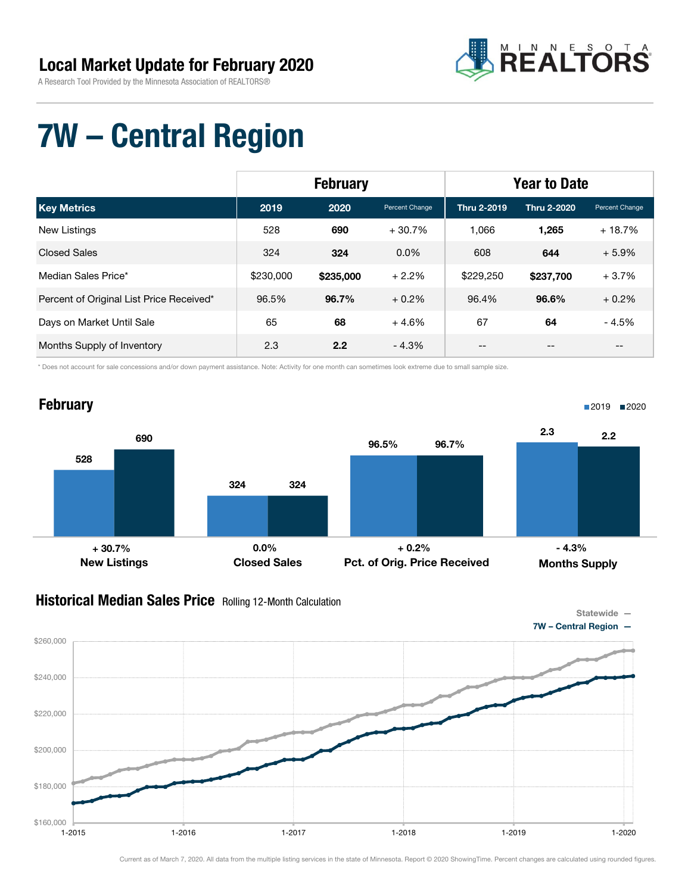## Local Market Update for February 2020

A Research Tool Provided by the Minnesota Association of REALTORS®

MINNESOTA REALTORS®

# 7W – Central Region

| | February | | | Year to Date | | |
|---|---|---|---|---|---|---|
| **Key Metrics** | **2019** | **2020** | **Percent Change** | **Thru 2-2019** | **Thru 2-2020** | **Percent Change** |
| New Listings | 528 | **690** | + 30.7% | 1,066 | **1,265** | + 18.7% |
| Closed Sales | 324 | **324** | 0.0% | 608 | **644** | + 5.9% |
| Median Sales Price* | $230,000 | **$235,000** | + 2.2% | $229,250 | **$237,700** | + 3.7% |
| Percent of Original List Price Received* | 96.5% | **96.7%** | + 0.2% | 96.4% | **96.6%** | + 0.2% |
| Days on Market Until Sale | 65 | **68** | + 4.6% | 67 | **64** | - 4.5% |
| Months Supply of Inventory | 2.3 | **2.2** | - 4.3% | -- | -- | -- |

\* Does not account for sale concessions and/or down payment assistance. Note: Activity for one month can sometimes look extreme due to small sample size.

### February

2019 ■ 2020 ■

| | 2019 | 2020 | Change |
|---|---|---|---|
| New Listings | 528 | 690 | + 30.7% |
| Closed Sales | 324 | 324 | 0.0% |
| Pct. of Orig. Price Received | 96.5% | 96.7% | + 0.2% |
| Months Supply | 2.3 | 2.2 | - 4.3% |

### Historical Median Sales Price Rolling 12-Month Calculation

Statewide —
7W – Central Region —

Current as of March 7, 2020. All data from the multiple listing services in the state of Minnesota. Report © 2020 ShowingTime. Percent changes are calculated using rounded figures.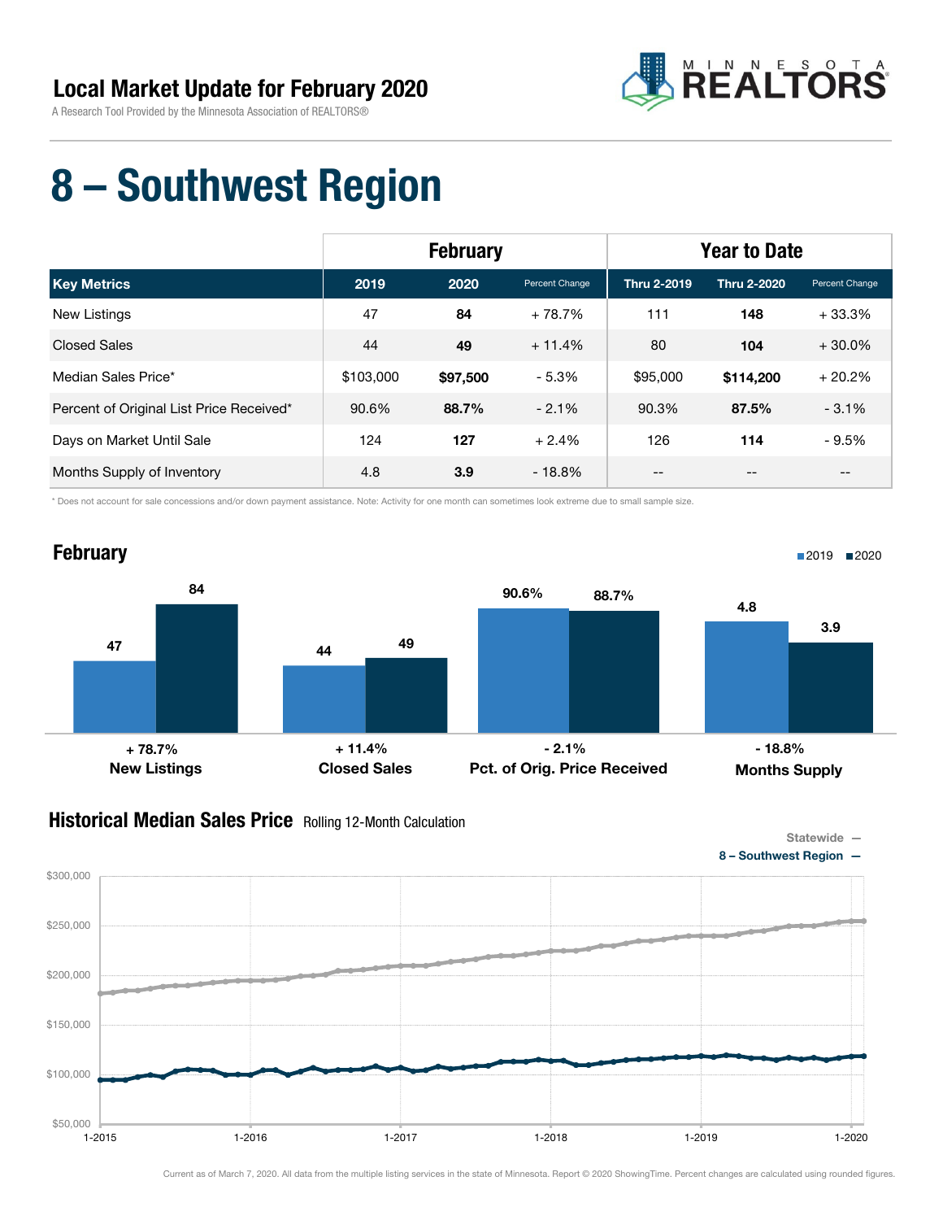## Local Market Update for February 2020

A Research Tool Provided by the Minnesota Association of REALTORS®

# 8 – Southwest Region

| | February | | | Year to Date | | |
|---|---|---|---|---|---|---|
| **Key Metrics** | **2019** | **2020** | Percent Change | **Thru 2-2019** | **Thru 2-2020** | Percent Change |
| New Listings | 47 | **84** | + 78.7% | 111 | **148** | + 33.3% |
| Closed Sales | 44 | **49** | + 11.4% | 80 | **104** | + 30.0% |
| Median Sales Price* | $103,000 | **$97,500** | - 5.3% | $95,000 | **$114,200** | + 20.2% |
| Percent of Original List Price Received* | 90.6% | **88.7%** | - 2.1% | 90.3% | **87.5%** | - 3.1% |
| Days on Market Until Sale | 124 | **127** | + 2.4% | 126 | **114** | - 9.5% |
| Months Supply of Inventory | 4.8 | **3.9** | - 18.8% | -- | -- | -- |

\* Does not account for sale concessions and/or down payment assistance. Note: Activity for one month can sometimes look extreme due to small sample size.

### February

| | 2019 | 2020 | Change |
|---|---|---|---|
| New Listings | 47 | 84 | + 78.7% |
| Closed Sales | 44 | 49 | + 11.4% |
| Pct. of Orig. Price Received | 90.6% | 88.7% | - 2.1% |
| Months Supply | 4.8 | 3.9 | - 18.8% |

### Historical Median Sales Price
Rolling 12-Month Calculation

Statewide —
8 – Southwest Region —

Current as of March 7, 2020. All data from the multiple listing services in the state of Minnesota. Report © 2020 ShowingTime. Percent changes are calculated using rounded figures.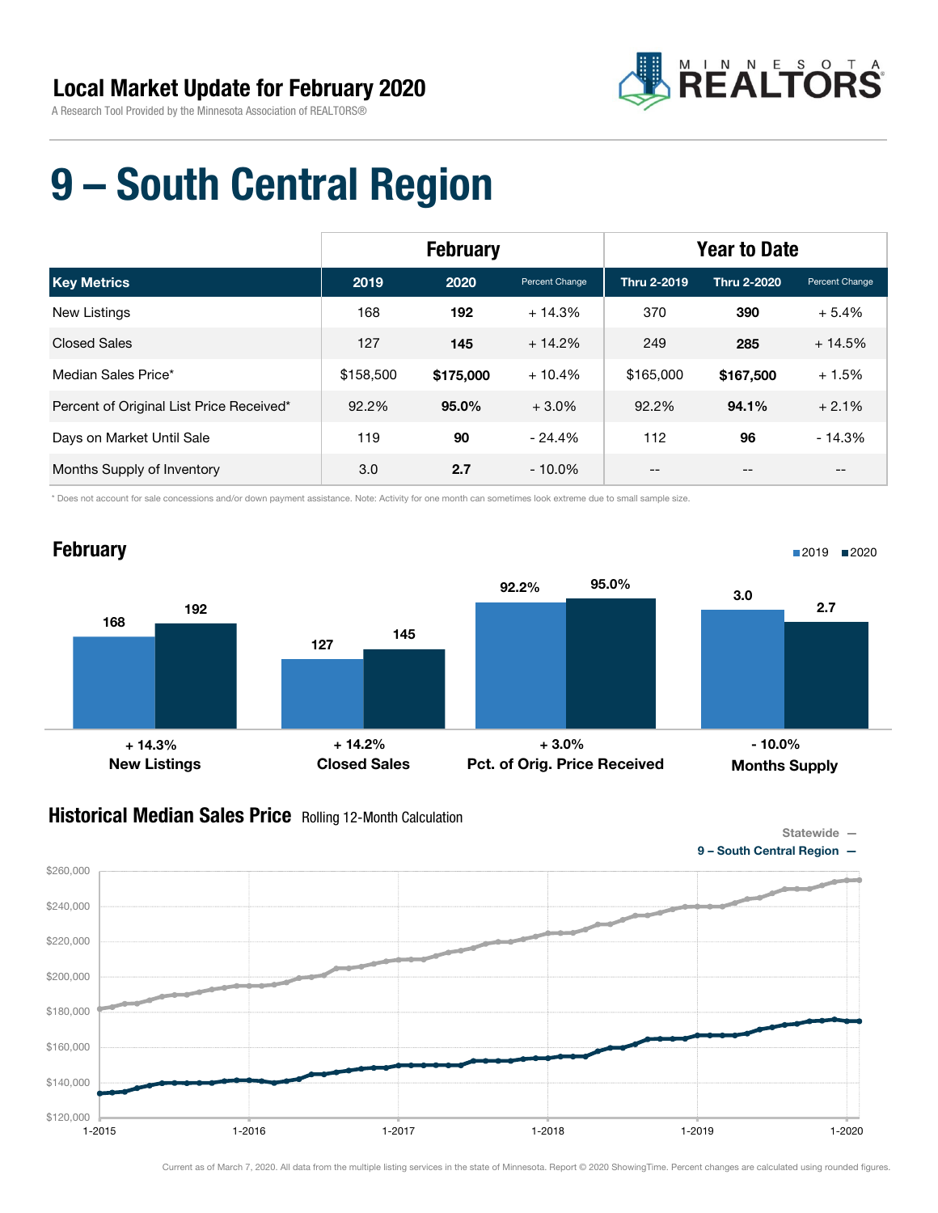## Local Market Update for February 2020

A Research Tool Provided by the Minnesota Association of REALTORS®

# 9 – South Central Region

| | February | | | Year to Date | | |
|---|---|---|---|---|---|---|
| **Key Metrics** | **2019** | **2020** | **Percent Change** | **Thru 2-2019** | **Thru 2-2020** | **Percent Change** |
| New Listings | 168 | **192** | + 14.3% | 370 | **390** | + 5.4% |
| Closed Sales | 127 | **145** | + 14.2% | 249 | **285** | + 14.5% |
| Median Sales Price* | $158,500 | **$175,000** | + 10.4% | $165,000 | **$167,500** | + 1.5% |
| Percent of Original List Price Received* | 92.2% | **95.0%** | + 3.0% | 92.2% | **94.1%** | + 2.1% |
| Days on Market Until Sale | 119 | **90** | - 24.4% | 112 | **96** | - 14.3% |
| Months Supply of Inventory | 3.0 | **2.7** | - 10.0% | -- | -- | -- |

\* Does not account for sale concessions and/or down payment assistance. Note: Activity for one month can sometimes look extreme due to small sample size.

## February

| | 2019 | 2020 | Change |
|---|---|---|---|
| New Listings | 168 | 192 | + 14.3% |
| Closed Sales | 127 | 145 | + 14.2% |
| Pct. of Orig. Price Received | 92.2% | 95.0% | + 3.0% |
| Months Supply | 3.0 | 2.7 | - 10.0% |

## Historical Median Sales Price Rolling 12-Month Calculation

Statewide — 9 – South Central Region —

Current as of March 7, 2020. All data from the multiple listing services in the state of Minnesota. Report © 2020 ShowingTime. Percent changes are calculated using rounded figures.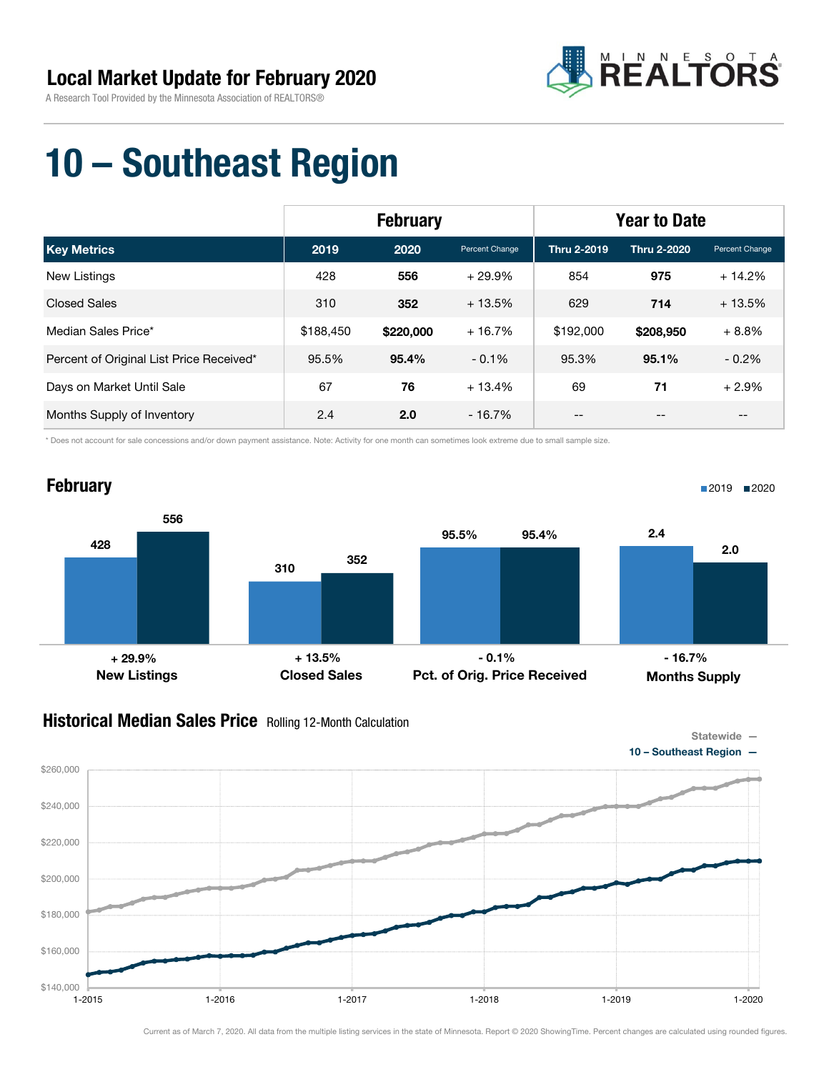# Local Market Update for February 2020

A Research Tool Provided by the Minnesota Association of REALTORS®

# 10 – Southeast Region

| | February | | | Year to Date | | |
|---|---|---|---|---|---|---|
| **Key Metrics** | **2019** | **2020** | Percent Change | **Thru 2-2019** | **Thru 2-2020** | Percent Change |
| New Listings | 428 | **556** | + 29.9% | 854 | **975** | + 14.2% |
| Closed Sales | 310 | **352** | + 13.5% | 629 | **714** | + 13.5% |
| Median Sales Price* | $188,450 | **$220,000** | + 16.7% | $192,000 | **$208,950** | + 8.8% |
| Percent of Original List Price Received* | 95.5% | **95.4%** | - 0.1% | 95.3% | **95.1%** | - 0.2% |
| Days on Market Until Sale | 67 | **76** | + 13.4% | 69 | **71** | + 2.9% |
| Months Supply of Inventory | 2.4 | **2.0** | - 16.7% | -- | -- | -- |

\* Does not account for sale concessions and/or down payment assistance. Note: Activity for one month can sometimes look extreme due to small sample size.

## February

| | 2019 | 2020 | Change |
|---|---|---|---|
| New Listings | 428 | 556 | + 29.9% |
| Closed Sales | 310 | 352 | + 13.5% |
| Pct. of Orig. Price Received | 95.5% | 95.4% | - 0.1% |
| Months Supply | 2.4 | 2.0 | - 16.7% |

## Historical Median Sales Price Rolling 12-Month Calculation

Statewide — 10 – Southeast Region —

Current as of March 7, 2020. All data from the multiple listing services in the state of Minnesota. Report © 2020 ShowingTime. Percent changes are calculated using rounded figures.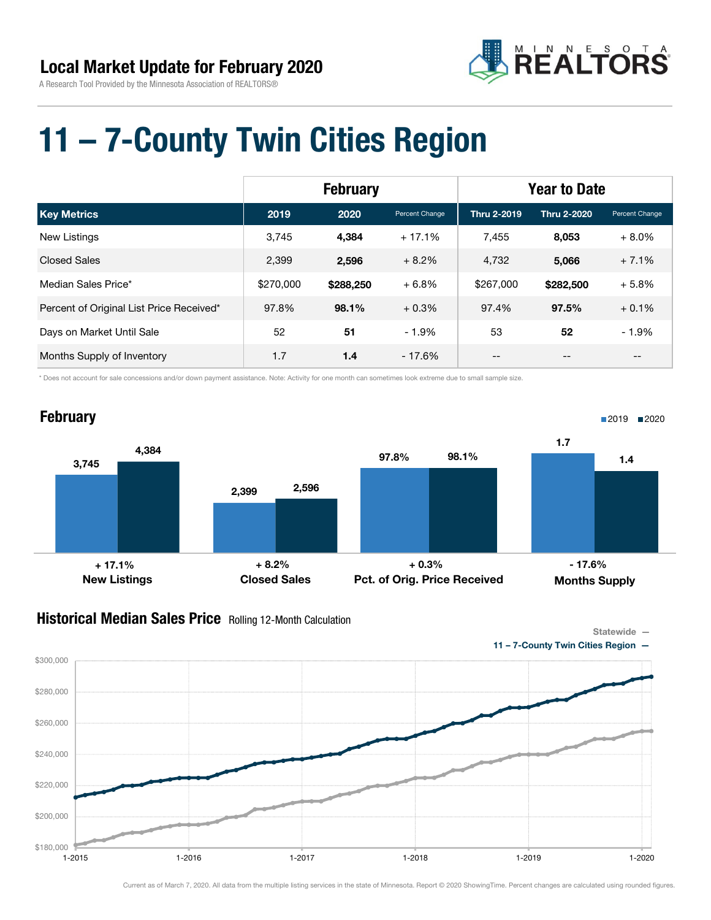## Local Market Update for February 2020

A Research Tool Provided by the Minnesota Association of REALTORS®

# 11 – 7-County Twin Cities Region

| | February | | | Year to Date | | |
|---|---|---|---|---|---|---|
| **Key Metrics** | **2019** | **2020** | **Percent Change** | **Thru 2-2019** | **Thru 2-2020** | **Percent Change** |
| New Listings | 3,745 | **4,384** | + 17.1% | 7,455 | **8,053** | + 8.0% |
| Closed Sales | 2,399 | **2,596** | + 8.2% | 4,732 | **5,066** | + 7.1% |
| Median Sales Price* | $270,000 | **$288,250** | + 6.8% | $267,000 | **$282,500** | + 5.8% |
| Percent of Original List Price Received* | 97.8% | **98.1%** | + 0.3% | 97.4% | **97.5%** | + 0.1% |
| Days on Market Until Sale | 52 | **51** | - 1.9% | 53 | **52** | - 1.9% |
| Months Supply of Inventory | 1.7 | **1.4** | - 17.6% | -- | -- | -- |

\* Does not account for sale concessions and/or down payment assistance. Note: Activity for one month can sometimes look extreme due to small sample size.

## February

2019 2020

3,745 4,384
+ 17.1%
New Listings

2,399 2,596
+ 8.2%
Closed Sales

97.8% 98.1%
+ 0.3%
Pct. of Orig. Price Received

1.7 1.4
- 17.6%
Months Supply

## Historical Median Sales Price Rolling 12-Month Calculation

Statewide —
11 – 7-County Twin Cities Region —

$300,000
$280,000
$260,000
$240,000
$220,000
$200,000
$180,000

1-2015 1-2016 1-2017 1-2018 1-2019 1-2020

Current as of March 7, 2020. All data from the multiple listing services in the state of Minnesota. Report © 2020 ShowingTime. Percent changes are calculated using rounded figures.